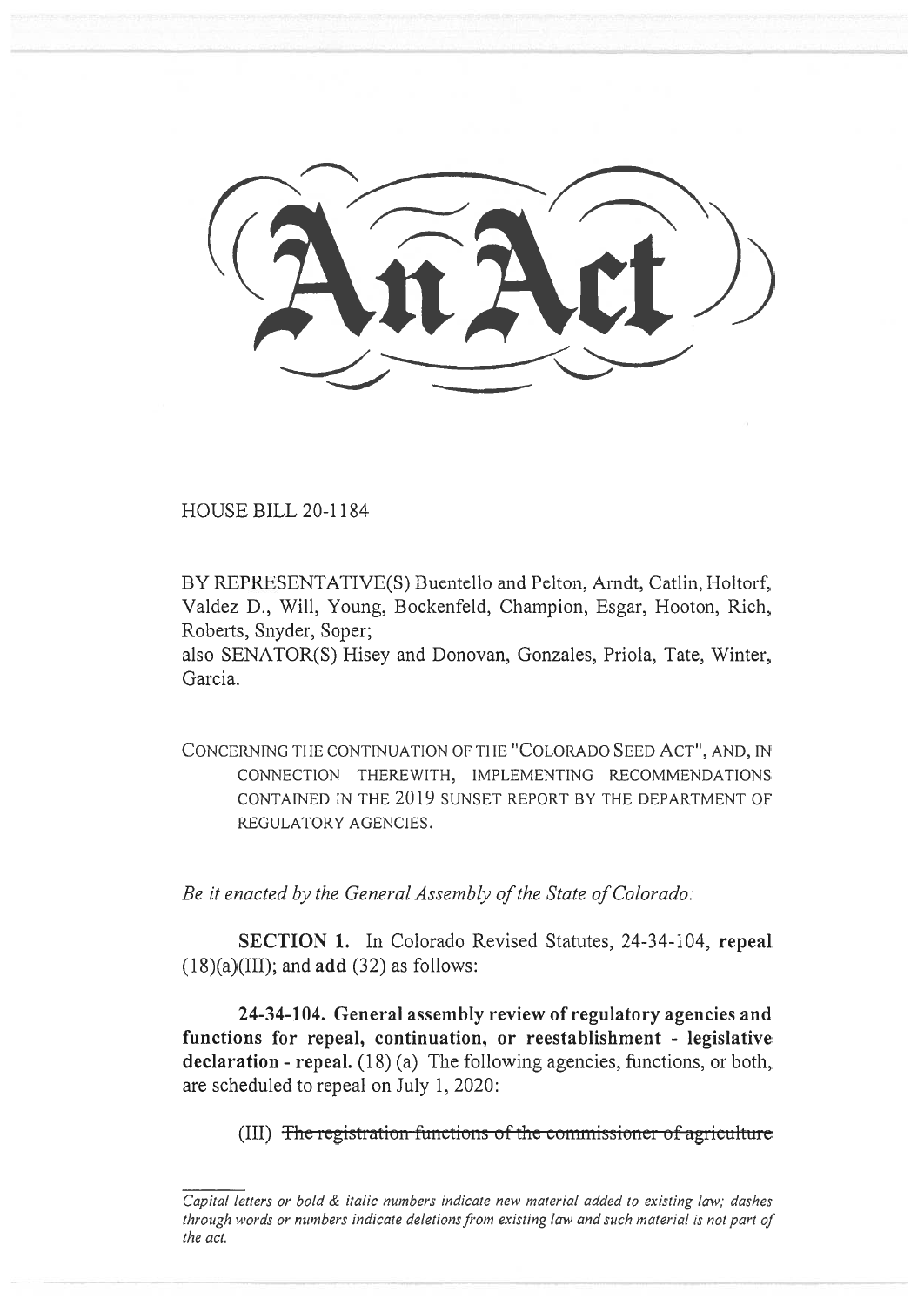# An Act

HOUSE BILL 20-1184

BY REPRESENTATIVE(S) Buentello and Pelton, Arndt, Catlin, Holtorf, Valdez D., Will, Young, Bockenfeld, Champion, Esgar, Hooton, Rich, Roberts, Snyder, Soper;
also SENATOR(S) Hisey and Donovan, Gonzales, Priola, Tate, Winter, Garcia.

CONCERNING THE CONTINUATION OF THE "COLORADO SEED ACT", AND, IN CONNECTION THEREWITH, IMPLEMENTING RECOMMENDATIONS CONTAINED IN THE 2019 SUNSET REPORT BY THE DEPARTMENT OF REGULATORY AGENCIES.

*Be it enacted by the General Assembly of the State of Colorado:*

**SECTION 1.** In Colorado Revised Statutes, 24-34-104, **repeal** (18)(a)(III); and **add** (32) as follows:

**24-34-104. General assembly review of regulatory agencies and functions for repeal, continuation, or reestablishment - legislative declaration - repeal.** (18) (a) The following agencies, functions, or both, are scheduled to repeal on July 1, 2020:

(III) ~~The registration functions of the commissioner of agriculture~~

*Capital letters or bold & italic numbers indicate new material added to existing law; dashes through words or numbers indicate deletions from existing law and such material is not part of the act.*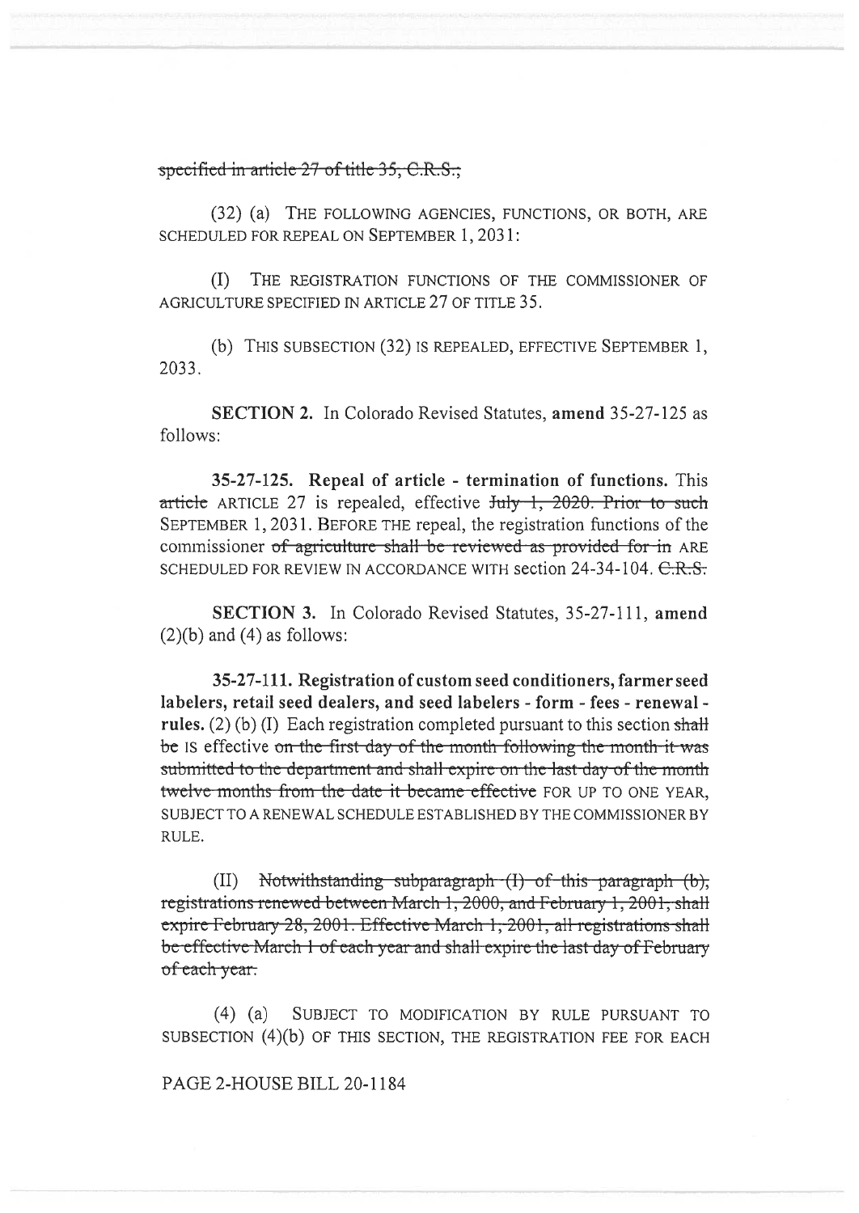~~specified in article 27 of title 35, C.R.S.;~~

(32) (a) THE FOLLOWING AGENCIES, FUNCTIONS, OR BOTH, ARE SCHEDULED FOR REPEAL ON SEPTEMBER 1, 2031:

(I) THE REGISTRATION FUNCTIONS OF THE COMMISSIONER OF AGRICULTURE SPECIFIED IN ARTICLE 27 OF TITLE 35.

(b) THIS SUBSECTION (32) IS REPEALED, EFFECTIVE SEPTEMBER 1, 2033.

**SECTION 2.** In Colorado Revised Statutes, **amend** 35-27-125 as follows:

**35-27-125. Repeal of article - termination of functions.** This ~~article~~ ARTICLE 27 is repealed, effective ~~July 1, 2020. Prior to such~~ SEPTEMBER 1, 2031. BEFORE THE repeal, the registration functions of the commissioner ~~of agriculture shall be reviewed as provided for in~~ ARE SCHEDULED FOR REVIEW IN ACCORDANCE WITH section 24-34-104. ~~C.R.S.~~

**SECTION 3.** In Colorado Revised Statutes, 35-27-111, **amend** (2)(b) and (4) as follows:

**35-27-111. Registration of custom seed conditioners, farmer seed labelers, retail seed dealers, and seed labelers - form - fees - renewal - rules.** (2) (b) (I) Each registration completed pursuant to this section ~~shall be~~ IS effective ~~on the first day of the month following the month it was submitted to the department and shall expire on the last day of the month twelve months from the date it became effective~~ FOR UP TO ONE YEAR, SUBJECT TO A RENEWAL SCHEDULE ESTABLISHED BY THE COMMISSIONER BY RULE.

(II) ~~Notwithstanding subparagraph (I) of this paragraph (b), registrations renewed between March 1, 2000, and February 1, 2001, shall expire February 28, 2001. Effective March 1, 2001, all registrations shall be effective March 1 of each year and shall expire the last day of February of each year.~~

(4) (a) SUBJECT TO MODIFICATION BY RULE PURSUANT TO SUBSECTION (4)(b) OF THIS SECTION, THE REGISTRATION FEE FOR EACH

PAGE 2-HOUSE BILL 20-1184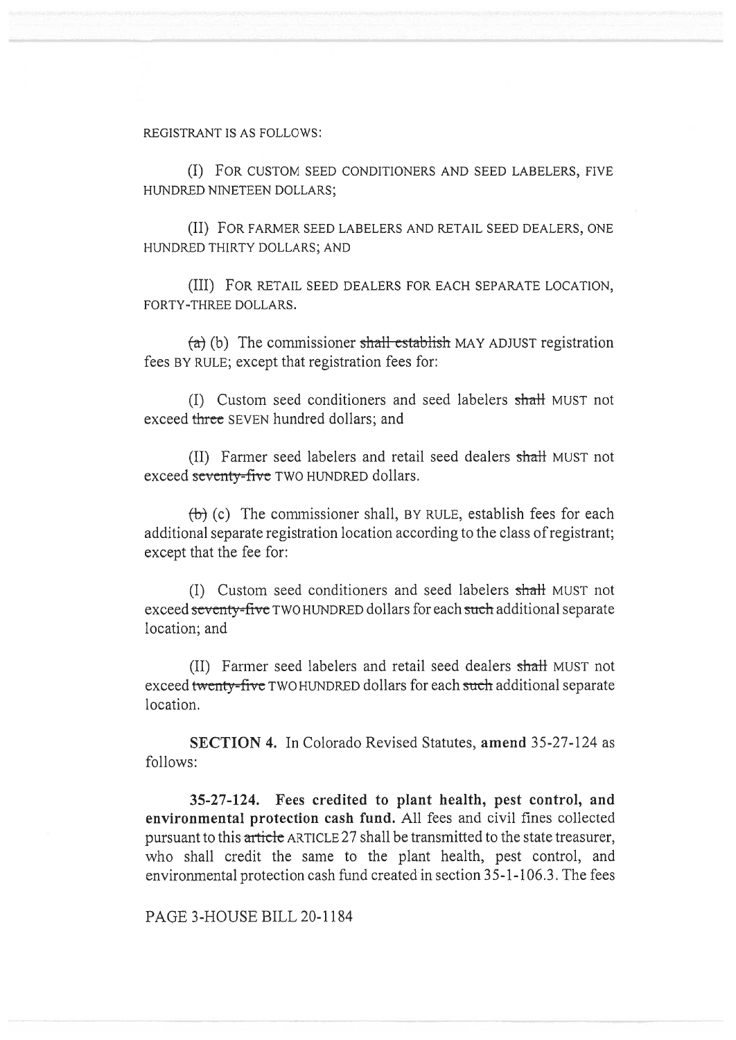REGISTRANT IS AS FOLLOWS:

(I) FOR CUSTOM SEED CONDITIONERS AND SEED LABELERS, FIVE HUNDRED NINETEEN DOLLARS;

(II) FOR FARMER SEED LABELERS AND RETAIL SEED DEALERS, ONE HUNDRED THIRTY DOLLARS; AND

(III) FOR RETAIL SEED DEALERS FOR EACH SEPARATE LOCATION, FORTY-THREE DOLLARS.

~~(a)~~ (b) The commissioner ~~shall establish~~ MAY ADJUST registration fees BY RULE; except that registration fees for:

(I) Custom seed conditioners and seed labelers ~~shall~~ MUST not exceed ~~three~~ SEVEN hundred dollars; and

(II) Farmer seed labelers and retail seed dealers ~~shall~~ MUST not exceed ~~seventy-five~~ TWO HUNDRED dollars.

~~(b)~~ (c) The commissioner shall, BY RULE, establish fees for each additional separate registration location according to the class of registrant; except that the fee for:

(I) Custom seed conditioners and seed labelers ~~shall~~ MUST not exceed ~~seventy-five~~ TWO HUNDRED dollars for each ~~such~~ additional separate location; and

(II) Farmer seed labelers and retail seed dealers ~~shall~~ MUST not exceed ~~twenty-five~~ TWO HUNDRED dollars for each ~~such~~ additional separate location.

**SECTION 4.** In Colorado Revised Statutes, **amend** 35-27-124 as follows:

**35-27-124. Fees credited to plant health, pest control, and environmental protection cash fund.** All fees and civil fines collected pursuant to this ~~article~~ ARTICLE 27 shall be transmitted to the state treasurer, who shall credit the same to the plant health, pest control, and environmental protection cash fund created in section 35-1-106.3. The fees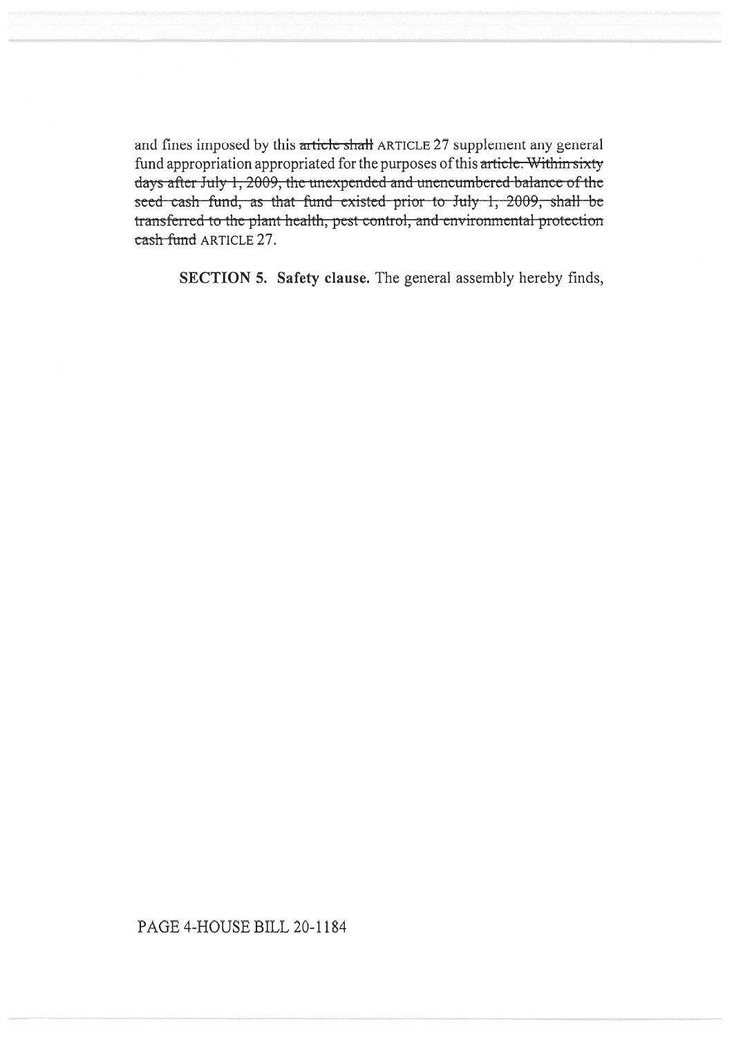and fines imposed by this ~~article shall~~ ARTICLE 27 supplement any general fund appropriation appropriated for the purposes of this ~~article. Within sixty days after July 1, 2009, the unexpended and unencumbered balance of the seed cash fund, as that fund existed prior to July 1, 2009, shall be transferred to the plant health, pest control, and environmental protection cash fund~~ ARTICLE 27.

**SECTION 5. Safety clause.** The general assembly hereby finds,

PAGE 4-HOUSE BILL 20-1184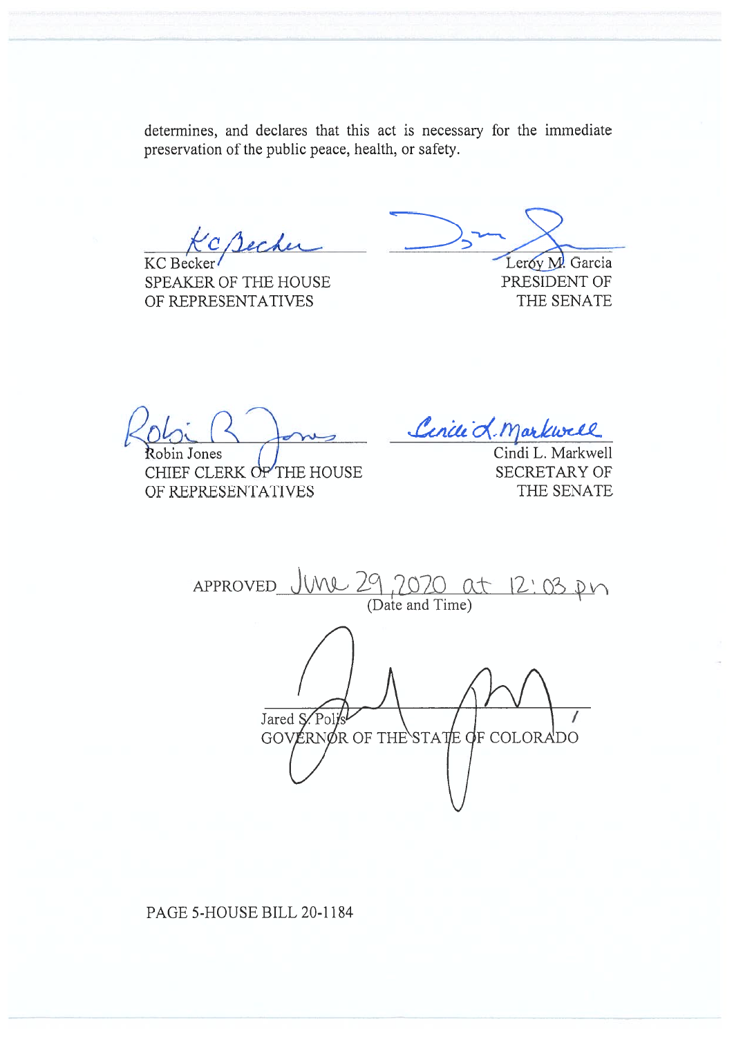determines, and declares that this act is necessary for the immediate preservation of the public peace, health, or safety.

KC Becker
SPEAKER OF THE HOUSE
OF REPRESENTATIVES

Leroy M. Garcia
PRESIDENT OF
THE SENATE

Robin Jones
CHIEF CLERK OF THE HOUSE
OF REPRESENTATIVES

Cindi L. Markwell
SECRETARY OF
THE SENATE

APPROVED June 29, 2020 at 12:03 pm
(Date and Time)

Jared S. Polis
GOVERNOR OF THE STATE OF COLORADO

PAGE 5-HOUSE BILL 20-1184